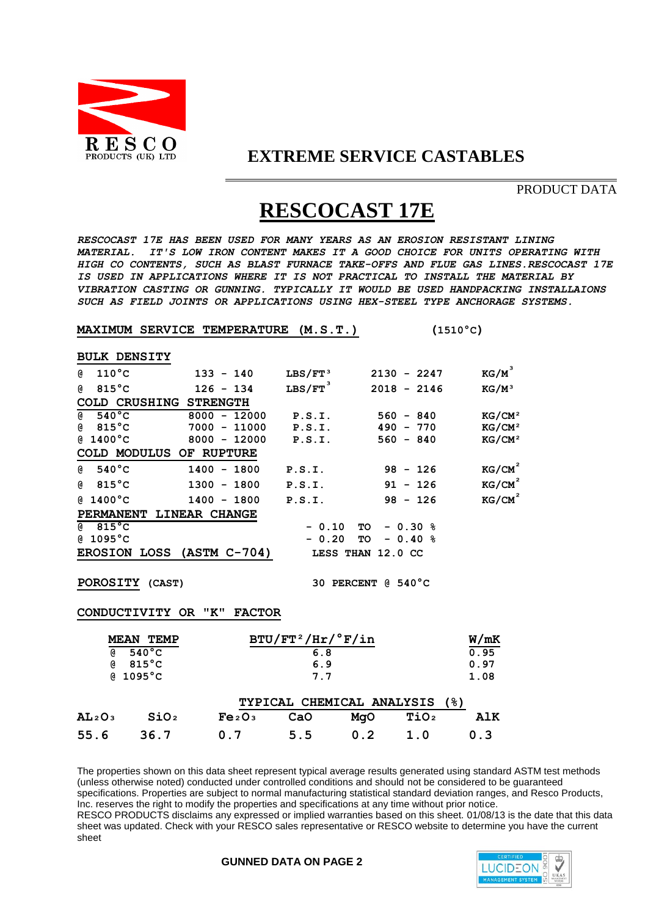RESCO PRODUCTS (UK) LTD

# EXTREME SERVICE CASTABLES

PRODUCT DATA

# RESCOCAST 17E

*RESCOCAST 17E HAS BEEN USED FOR MANY YEARS AS AN EROSION RESISTANT LINING MATERIAL. IT'S LOW IRON CONTENT MAKES IT A GOOD CHOICE FOR UNITS OPERATING WITH HIGH CO CONTENTS, SUCH AS BLAST FURNACE TAKE-OFFS AND FLUE GAS LINES.RESCOCAST 17E IS USED IN APPLICATIONS WHERE IT IS NOT PRACTICAL TO INSTALL THE MATERIAL BY VIBRATION CASTING OR GUNNING. TYPICALLY IT WOULD BE USED HANDPACKING INSTALLAIONS SUCH AS FIELD JOINTS OR APPLICATIONS USING HEX-STEEL TYPE ANCHORAGE SYSTEMS.*

**MAXIMUM SERVICE TEMPERATURE (M.S.T.)** (1510°C)

| **BULK DENSITY** | | | | |
|---|---|---|---|---|
| @ 110°C | 133 - 140 | $LBS/FT^3$ | 2130 - 2247 | $KG/M^3$ |
| @ 815°C | 126 - 134 | $LBS/FT^3$ | 2018 - 2146 | $KG/M^3$ |
| **COLD CRUSHING STRENGTH** | | | | |
| @ 540°C | 8000 - 12000 | P.S.I. | 560 - 840 | $KG/CM^2$ |
| @ 815°C | 7000 - 11000 | P.S.I. | 490 - 770 | $KG/CM^2$ |
| @ 1400°C | 8000 - 12000 | P.S.I. | 560 - 840 | $KG/CM^2$ |
| **COLD MODULUS OF RUPTURE** | | | | |
| @ 540°C | 1400 - 1800 | P.S.I. | 98 - 126 | $KG/CM^2$ |
| @ 815°C | 1300 - 1800 | P.S.I. | 91 - 126 | $KG/CM^2$ |
| @ 1400°C | 1400 - 1800 | P.S.I. | 98 - 126 | $KG/CM^2$ |
| **PERMANENT LINEAR CHANGE** | | | | |
| @ 815°C | | - 0.10 TO - 0.30 % | | |
| @ 1095°C | | - 0.20 TO - 0.40 % | | |
| **EROSION LOSS (ASTM C-704)** | | LESS THAN 12.0 CC | | |

**POROSITY** (CAST) 30 PERCENT @ 540°C

**CONDUCTIVITY OR "K" FACTOR**

| MEAN TEMP | $BTU/FT^2/Hr/°F/in$ | W/mK |
|---|---|---|
| @ 540°C | 6.8 | 0.95 |
| @ 815°C | 6.9 | 0.97 |
| @ 1095°C | 7.7 | 1.08 |

**TYPICAL CHEMICAL ANALYSIS (%)**

| $AL_2O_3$ | $SiO_2$ | $Fe_2O_3$ | CaO | MgO | $TiO_2$ | AlK |
|---|---|---|---|---|---|---|
| 55.6 | 36.7 | 0.7 | 5.5 | 0.2 | 1.0 | 0.3 |

The properties shown on this data sheet represent typical average results generated using standard ASTM test methods (unless otherwise noted) conducted under controlled conditions and should not be considered to be guaranteed specifications. Properties are subject to normal manufacturing statistical standard deviation ranges, and Resco Products, Inc. reserves the right to modify the properties and specifications at any time without prior notice.
RESCO PRODUCTS disclaims any expressed or implied warranties based on this sheet. 01/08/13 is the date that this data sheet was updated. Check with your RESCO sales representative or RESCO website to determine you have the current sheet

**GUNNED DATA ON PAGE 2**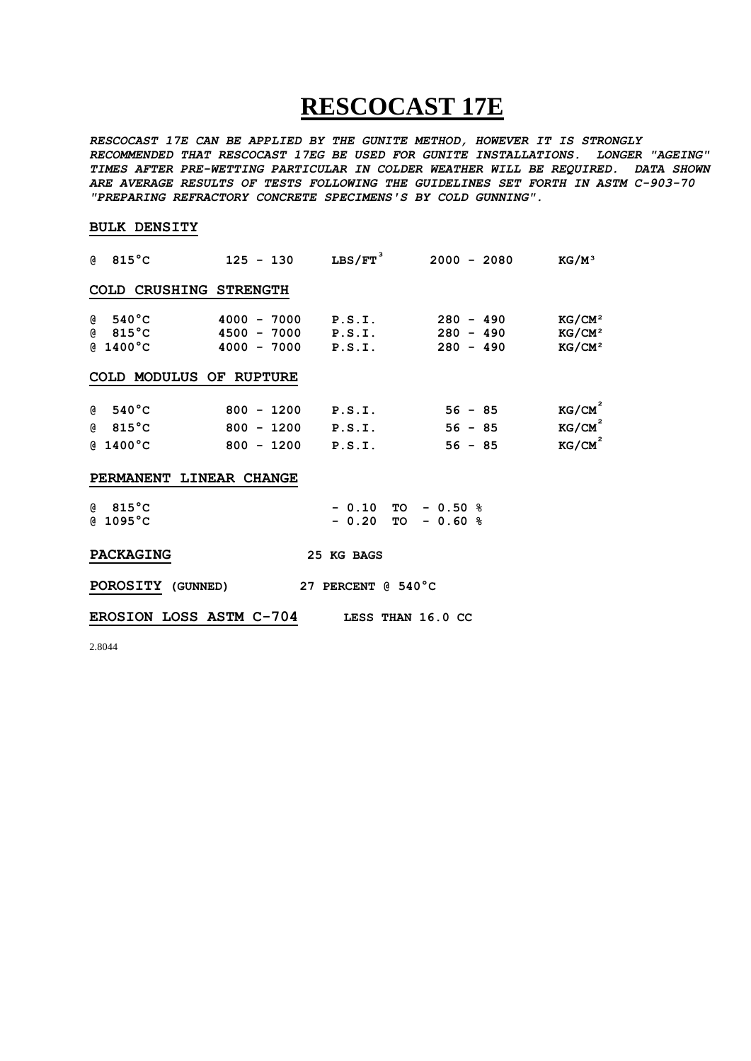# RESCOCAST 17E

***RESCOCAST 17E CAN BE APPLIED BY THE GUNITE METHOD, HOWEVER IT IS STRONGLY RECOMMENDED THAT RESCOCAST 17EG BE USED FOR GUNITE INSTALLATIONS. LONGER "AGEING" TIMES AFTER PRE-WETTING PARTICULAR IN COLDER WEATHER WILL BE REQUIRED. DATA SHOWN ARE AVERAGE RESULTS OF TESTS FOLLOWING THE GUIDELINES SET FORTH IN ASTM C-903-70 "PREPARING REFRACTORY CONCRETE SPECIMENS'S BY COLD GUNNING".***

**BULK DENSITY**

| | | | | |
|---|---|---|---|---|
| @ 815°C | 125 - 130 | $LBS/FT^3$ | 2000 - 2080 | $KG/M^3$ |

**COLD CRUSHING STRENGTH**

| | | | | |
|---|---|---|---|---|
| @ 540°C | 4000 - 7000 | P.S.I. | 280 - 490 | $KG/CM^2$ |
| @ 815°C | 4500 - 7000 | P.S.I. | 280 - 490 | $KG/CM^2$ |
| @ 1400°C | 4000 - 7000 | P.S.I. | 280 - 490 | $KG/CM^2$ |

**COLD MODULUS OF RUPTURE**

| | | | | |
|---|---|---|---|---|
| @ 540°C | 800 - 1200 | P.S.I. | 56 - 85 | $KG/CM^2$ |
| @ 815°C | 800 - 1200 | P.S.I. | 56 - 85 | $KG/CM^2$ |
| @ 1400°C | 800 - 1200 | P.S.I. | 56 - 85 | $KG/CM^2$ |

**PERMANENT LINEAR CHANGE**

| | |
|---|---|
| @ 815°C | - 0.10 TO - 0.50 % |
| @ 1095°C | - 0.20 TO - 0.60 % |

**PACKAGING** 25 KG BAGS

**POROSITY (GUNNED)** 27 PERCENT @ 540°C

**EROSION LOSS ASTM C-704** LESS THAN 16.0 CC

2.8044